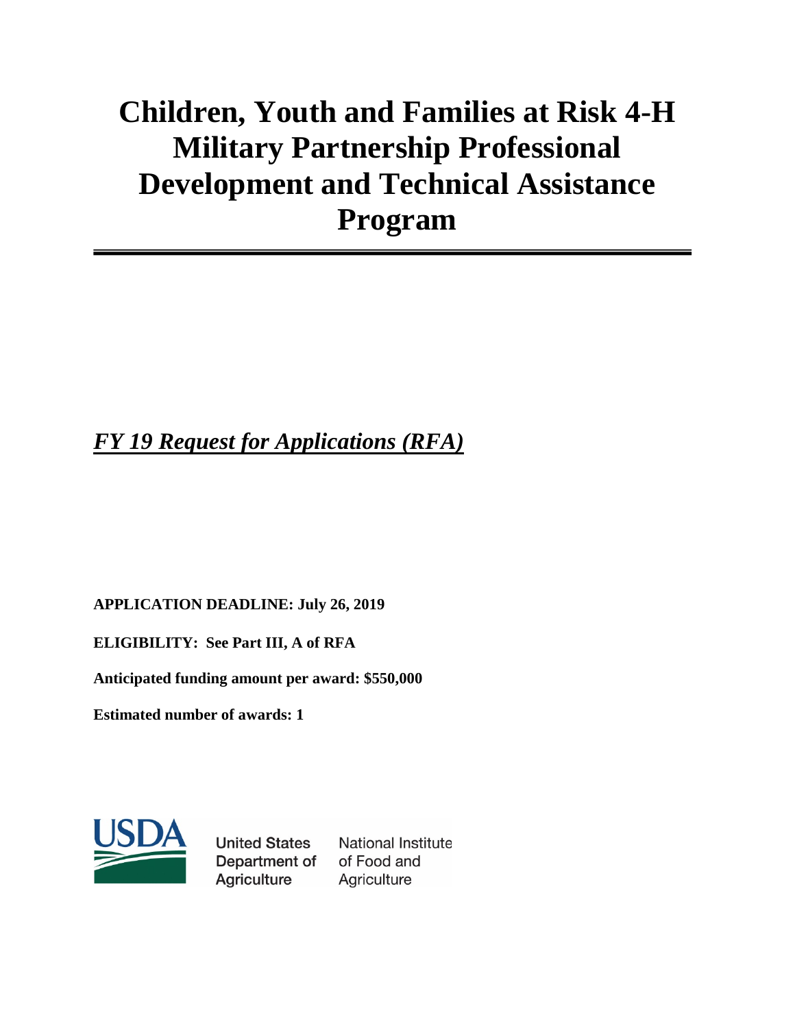# Children, Youth and Families at Risk 4-H Military Partnership Professional Development and Technical Assistance Program

***FY 19 Request for Applications (RFA)***

**APPLICATION DEADLINE: July 26, 2019**

**ELIGIBILITY: See Part III, A of RFA**

**Anticipated funding amount per award: $550,000**

**Estimated number of awards: 1**

USDA

United States Department of Agriculture

National Institute of Food and Agriculture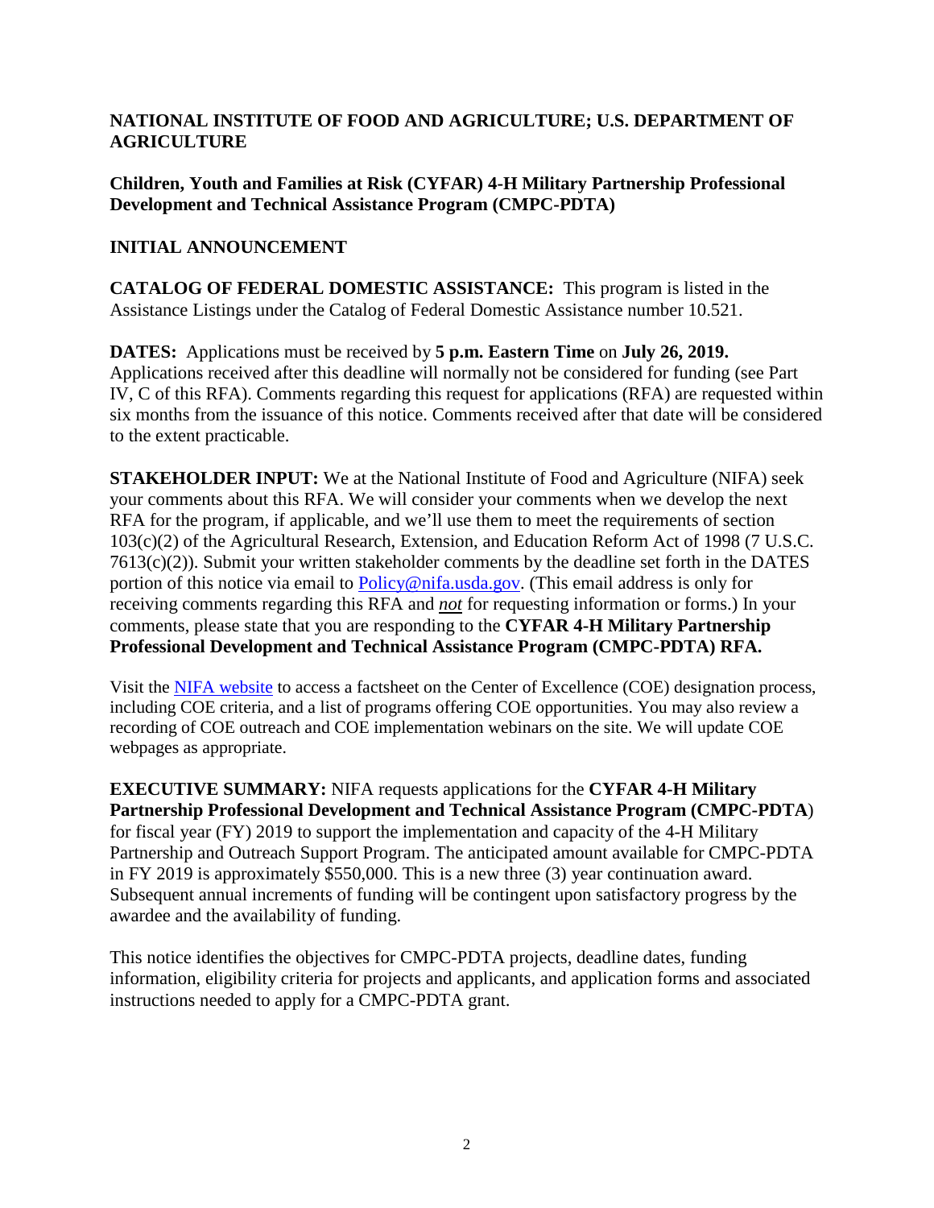**NATIONAL INSTITUTE OF FOOD AND AGRICULTURE; U.S. DEPARTMENT OF AGRICULTURE**

**Children, Youth and Families at Risk (CYFAR) 4-H Military Partnership Professional Development and Technical Assistance Program (CMPC-PDTA)**

**INITIAL ANNOUNCEMENT**

**CATALOG OF FEDERAL DOMESTIC ASSISTANCE:** This program is listed in the Assistance Listings under the Catalog of Federal Domestic Assistance number 10.521.

**DATES:** Applications must be received by **5 p.m. Eastern Time** on **July 26, 2019.** Applications received after this deadline will normally not be considered for funding (see Part IV, C of this RFA). Comments regarding this request for applications (RFA) are requested within six months from the issuance of this notice. Comments received after that date will be considered to the extent practicable.

**STAKEHOLDER INPUT:** We at the National Institute of Food and Agriculture (NIFA) seek your comments about this RFA. We will consider your comments when we develop the next RFA for the program, if applicable, and we'll use them to meet the requirements of section 103(c)(2) of the Agricultural Research, Extension, and Education Reform Act of 1998 (7 U.S.C. 7613(c)(2)). Submit your written stakeholder comments by the deadline set forth in the DATES portion of this notice via email to Policy@nifa.usda.gov. (This email address is only for receiving comments regarding this RFA and ***not*** for requesting information or forms.) In your comments, please state that you are responding to the **CYFAR 4-H Military Partnership Professional Development and Technical Assistance Program (CMPC-PDTA) RFA.**

Visit the NIFA website to access a factsheet on the Center of Excellence (COE) designation process, including COE criteria, and a list of programs offering COE opportunities. You may also review a recording of COE outreach and COE implementation webinars on the site. We will update COE webpages as appropriate.

**EXECUTIVE SUMMARY:** NIFA requests applications for the **CYFAR 4-H Military Partnership Professional Development and Technical Assistance Program (CMPC-PDTA**) for fiscal year (FY) 2019 to support the implementation and capacity of the 4-H Military Partnership and Outreach Support Program. The anticipated amount available for CMPC-PDTA in FY 2019 is approximately $550,000. This is a new three (3) year continuation award. Subsequent annual increments of funding will be contingent upon satisfactory progress by the awardee and the availability of funding.

This notice identifies the objectives for CMPC-PDTA projects, deadline dates, funding information, eligibility criteria for projects and applicants, and application forms and associated instructions needed to apply for a CMPC-PDTA grant.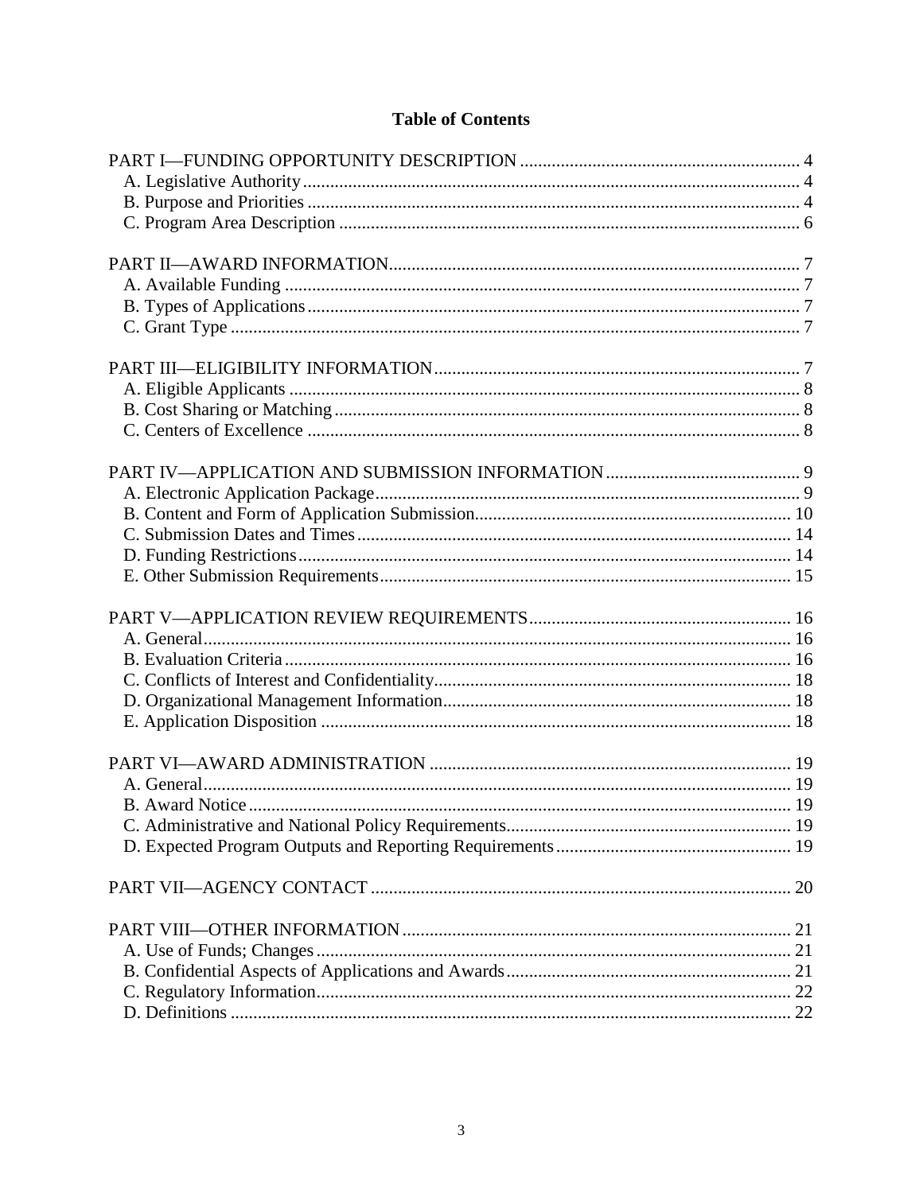# Table of Contents

PART I—FUNDING OPPORTUNITY DESCRIPTION .......... 4
- A. Legislative Authority .......... 4
- B. Purpose and Priorities .......... 4
- C. Program Area Description .......... 6

PART II—AWARD INFORMATION .......... 7
- A. Available Funding .......... 7
- B. Types of Applications .......... 7
- C. Grant Type .......... 7

PART III—ELIGIBILITY INFORMATION .......... 7
- A. Eligible Applicants .......... 8
- B. Cost Sharing or Matching .......... 8
- C. Centers of Excellence .......... 8

PART IV—APPLICATION AND SUBMISSION INFORMATION .......... 9
- A. Electronic Application Package .......... 9
- B. Content and Form of Application Submission .......... 10
- C. Submission Dates and Times .......... 14
- D. Funding Restrictions .......... 14
- E. Other Submission Requirements .......... 15

PART V—APPLICATION REVIEW REQUIREMENTS .......... 16
- A. General .......... 16
- B. Evaluation Criteria .......... 16
- C. Conflicts of Interest and Confidentiality .......... 18
- D. Organizational Management Information .......... 18
- E. Application Disposition .......... 18

PART VI—AWARD ADMINISTRATION .......... 19
- A. General .......... 19
- B. Award Notice .......... 19
- C. Administrative and National Policy Requirements .......... 19
- D. Expected Program Outputs and Reporting Requirements .......... 19

PART VII—AGENCY CONTACT .......... 20

PART VIII—OTHER INFORMATION .......... 21
- A. Use of Funds; Changes .......... 21
- B. Confidential Aspects of Applications and Awards .......... 21
- C. Regulatory Information .......... 22
- D. Definitions .......... 22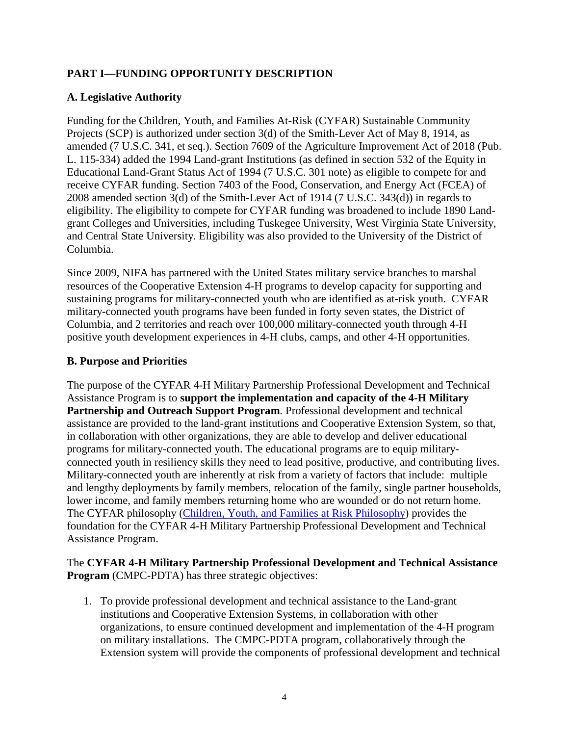## PART I—FUNDING OPPORTUNITY DESCRIPTION

### A. Legislative Authority

Funding for the Children, Youth, and Families At-Risk (CYFAR) Sustainable Community Projects (SCP) is authorized under section 3(d) of the Smith-Lever Act of May 8, 1914, as amended (7 U.S.C. 341, et seq.). Section 7609 of the Agriculture Improvement Act of 2018 (Pub. L. 115-334) added the 1994 Land-grant Institutions (as defined in section 532 of the Equity in Educational Land-Grant Status Act of 1994 (7 U.S.C. 301 note) as eligible to compete for and receive CYFAR funding. Section 7403 of the Food, Conservation, and Energy Act (FCEA) of 2008 amended section 3(d) of the Smith-Lever Act of 1914 (7 U.S.C. 343(d)) in regards to eligibility. The eligibility to compete for CYFAR funding was broadened to include 1890 Land-grant Colleges and Universities, including Tuskegee University, West Virginia State University, and Central State University. Eligibility was also provided to the University of the District of Columbia.

Since 2009, NIFA has partnered with the United States military service branches to marshal resources of the Cooperative Extension 4-H programs to develop capacity for supporting and sustaining programs for military-connected youth who are identified as at-risk youth. CYFAR military-connected youth programs have been funded in forty seven states, the District of Columbia, and 2 territories and reach over 100,000 military-connected youth through 4-H positive youth development experiences in 4-H clubs, camps, and other 4-H opportunities.

### B. Purpose and Priorities

The purpose of the CYFAR 4-H Military Partnership Professional Development and Technical Assistance Program is to **support the implementation and capacity of the 4-H Military Partnership and Outreach Support Program**. Professional development and technical assistance are provided to the land-grant institutions and Cooperative Extension System, so that, in collaboration with other organizations, they are able to develop and deliver educational programs for military-connected youth. The educational programs are to equip military-connected youth in resiliency skills they need to lead positive, productive, and contributing lives. Military-connected youth are inherently at risk from a variety of factors that include: multiple and lengthy deployments by family members, relocation of the family, single partner households, lower income, and family members returning home who are wounded or do not return home. The CYFAR philosophy ([Children, Youth, and Families at Risk Philosophy]) provides the foundation for the CYFAR 4-H Military Partnership Professional Development and Technical Assistance Program.

The **CYFAR 4-H Military Partnership Professional Development and Technical Assistance Program** (CMPC-PDTA) has three strategic objectives:

1. To provide professional development and technical assistance to the Land-grant institutions and Cooperative Extension Systems, in collaboration with other organizations, to ensure continued development and implementation of the 4-H program on military installations. The CMPC-PDTA program, collaboratively through the Extension system will provide the components of professional development and technical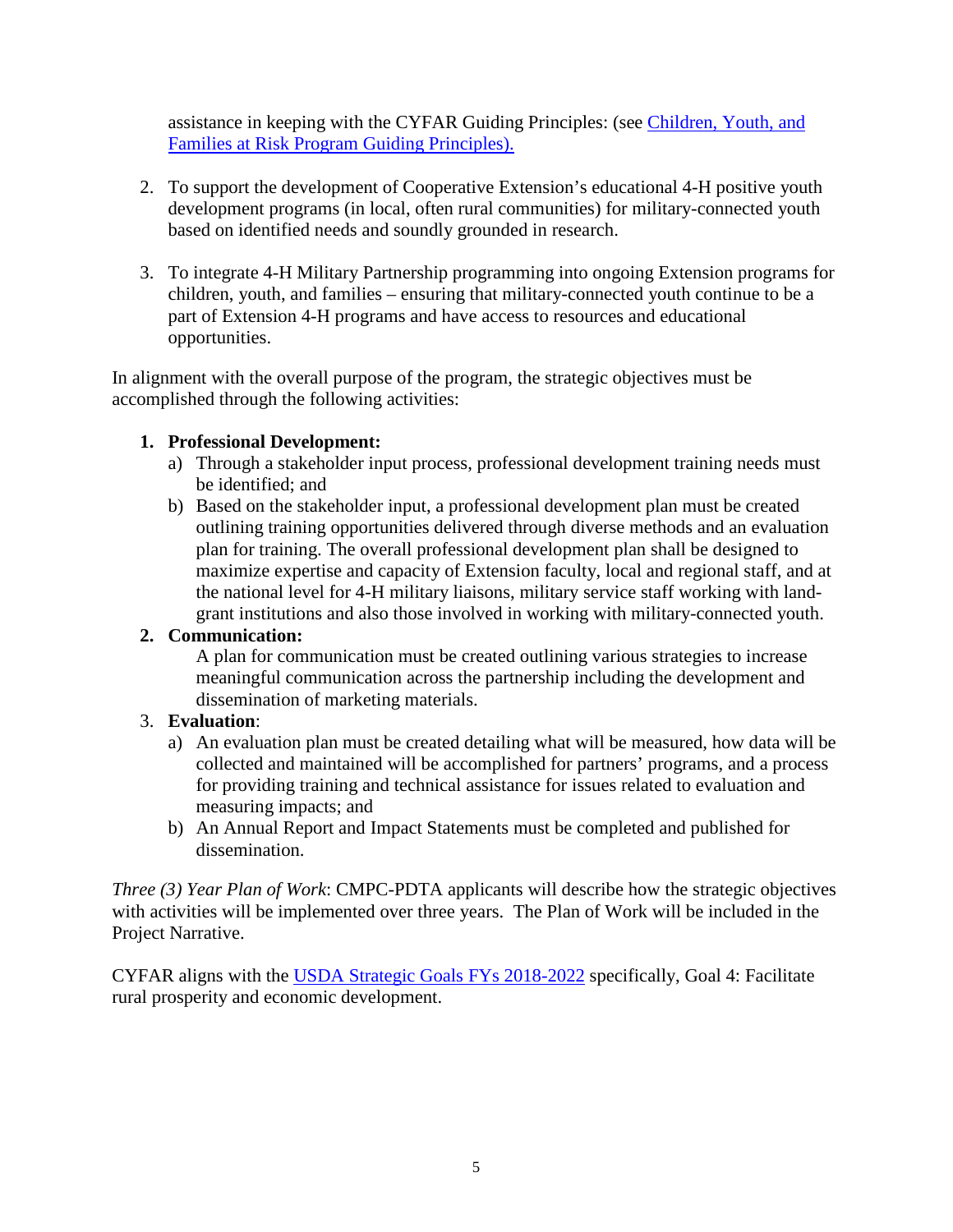assistance in keeping with the CYFAR Guiding Principles: (see [Children, Youth, and Families at Risk Program Guiding Principles).]

2. To support the development of Cooperative Extension's educational 4-H positive youth development programs (in local, often rural communities) for military-connected youth based on identified needs and soundly grounded in research.

3. To integrate 4-H Military Partnership programming into ongoing Extension programs for children, youth, and families – ensuring that military-connected youth continue to be a part of Extension 4-H programs and have access to resources and educational opportunities.

In alignment with the overall purpose of the program, the strategic objectives must be accomplished through the following activities:

1. **Professional Development:**
   a) Through a stakeholder input process, professional development training needs must be identified; and
   b) Based on the stakeholder input, a professional development plan must be created outlining training opportunities delivered through diverse methods and an evaluation plan for training. The overall professional development plan shall be designed to maximize expertise and capacity of Extension faculty, local and regional staff, and at the national level for 4-H military liaisons, military service staff working with land-grant institutions and also those involved in working with military-connected youth.
2. **Communication:**
   A plan for communication must be created outlining various strategies to increase meaningful communication across the partnership including the development and dissemination of marketing materials.
3. **Evaluation**:
   a) An evaluation plan must be created detailing what will be measured, how data will be collected and maintained will be accomplished for partners' programs, and a process for providing training and technical assistance for issues related to evaluation and measuring impacts; and
   b) An Annual Report and Impact Statements must be completed and published for dissemination.

*Three (3) Year Plan of Work*: CMPC-PDTA applicants will describe how the strategic objectives with activities will be implemented over three years. The Plan of Work will be included in the Project Narrative.

CYFAR aligns with the USDA Strategic Goals FYs 2018-2022 specifically, Goal 4: Facilitate rural prosperity and economic development.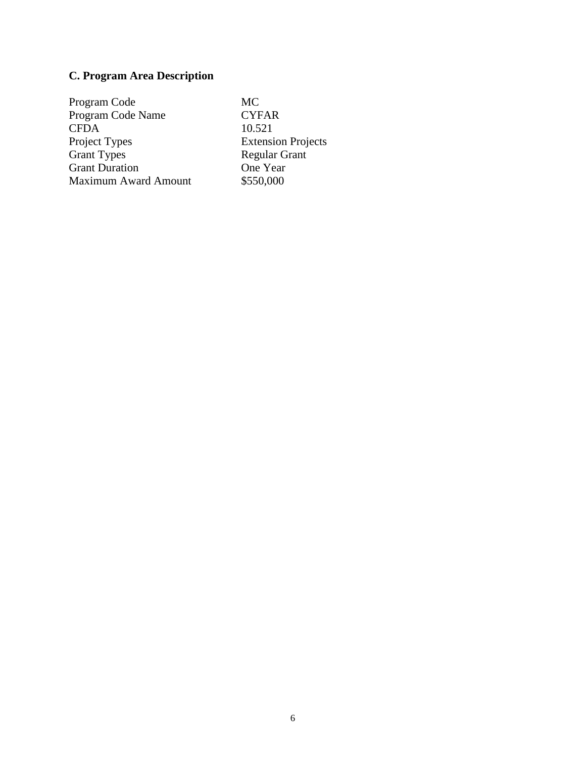### C. Program Area Description

| Program Code | MC |
| --- | --- |
| Program Code Name | CYFAR |
| CFDA | 10.521 |
| Project Types | Extension Projects |
| Grant Types | Regular Grant |
| Grant Duration | One Year |
| Maximum Award Amount | $550,000 |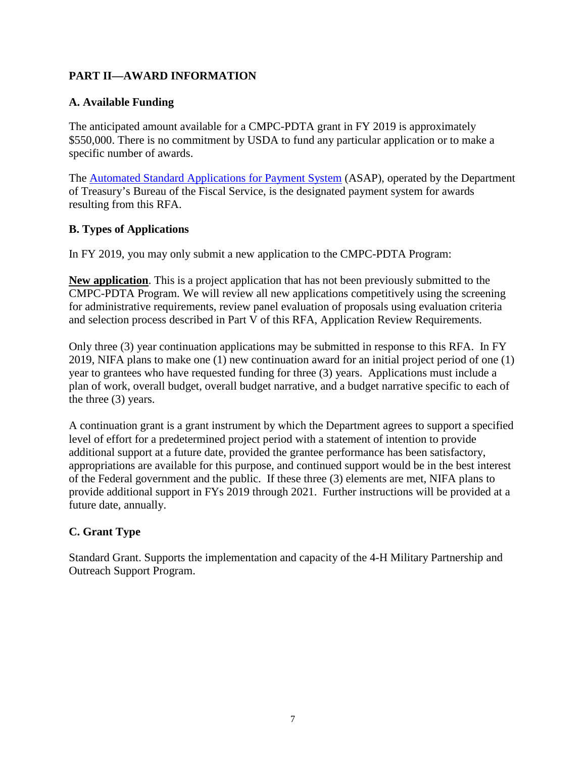## PART II—AWARD INFORMATION

### A. Available Funding

The anticipated amount available for a CMPC-PDTA grant in FY 2019 is approximately $550,000. There is no commitment by USDA to fund any particular application or to make a specific number of awards.

The [Automated Standard Applications for Payment System](#) (ASAP), operated by the Department of Treasury's Bureau of the Fiscal Service, is the designated payment system for awards resulting from this RFA.

### B. Types of Applications

In FY 2019, you may only submit a new application to the CMPC-PDTA Program:

**New application**. This is a project application that has not been previously submitted to the CMPC-PDTA Program. We will review all new applications competitively using the screening for administrative requirements, review panel evaluation of proposals using evaluation criteria and selection process described in Part V of this RFA, Application Review Requirements.

Only three (3) year continuation applications may be submitted in response to this RFA. In FY 2019, NIFA plans to make one (1) new continuation award for an initial project period of one (1) year to grantees who have requested funding for three (3) years. Applications must include a plan of work, overall budget, overall budget narrative, and a budget narrative specific to each of the three (3) years.

A continuation grant is a grant instrument by which the Department agrees to support a specified level of effort for a predetermined project period with a statement of intention to provide additional support at a future date, provided the grantee performance has been satisfactory, appropriations are available for this purpose, and continued support would be in the best interest of the Federal government and the public. If these three (3) elements are met, NIFA plans to provide additional support in FYs 2019 through 2021. Further instructions will be provided at a future date, annually.

### C. Grant Type

Standard Grant. Supports the implementation and capacity of the 4-H Military Partnership and Outreach Support Program.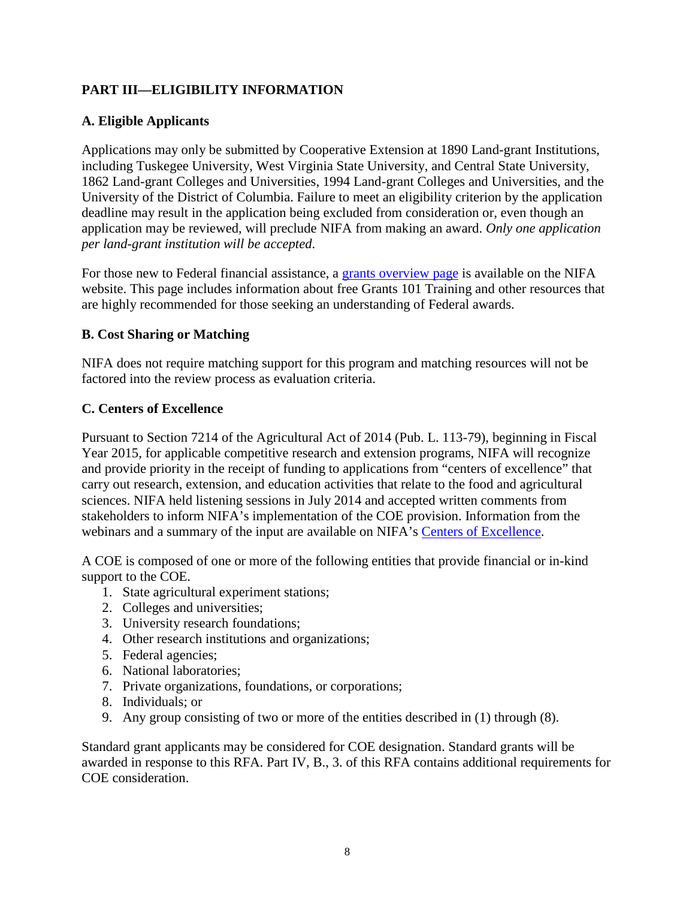## PART III—ELIGIBILITY INFORMATION

### A. Eligible Applicants

Applications may only be submitted by Cooperative Extension at 1890 Land-grant Institutions, including Tuskegee University, West Virginia State University, and Central State University, 1862 Land-grant Colleges and Universities, 1994 Land-grant Colleges and Universities, and the University of the District of Columbia. Failure to meet an eligibility criterion by the application deadline may result in the application being excluded from consideration or, even though an application may be reviewed, will preclude NIFA from making an award. *Only one application per land-grant institution will be accepted.*

For those new to Federal financial assistance, a [grants overview page] is available on the NIFA website. This page includes information about free Grants 101 Training and other resources that are highly recommended for those seeking an understanding of Federal awards.

### B. Cost Sharing or Matching

NIFA does not require matching support for this program and matching resources will not be factored into the review process as evaluation criteria.

### C. Centers of Excellence

Pursuant to Section 7214 of the Agricultural Act of 2014 (Pub. L. 113-79), beginning in Fiscal Year 2015, for applicable competitive research and extension programs, NIFA will recognize and provide priority in the receipt of funding to applications from "centers of excellence" that carry out research, extension, and education activities that relate to the food and agricultural sciences. NIFA held listening sessions in July 2014 and accepted written comments from stakeholders to inform NIFA's implementation of the COE provision. Information from the webinars and a summary of the input are available on NIFA's [Centers of Excellence].

A COE is composed of one or more of the following entities that provide financial or in-kind support to the COE.

1. State agricultural experiment stations;
2. Colleges and universities;
3. University research foundations;
4. Other research institutions and organizations;
5. Federal agencies;
6. National laboratories;
7. Private organizations, foundations, or corporations;
8. Individuals; or
9. Any group consisting of two or more of the entities described in (1) through (8).

Standard grant applicants may be considered for COE designation. Standard grants will be awarded in response to this RFA. Part IV, B., 3. of this RFA contains additional requirements for COE consideration.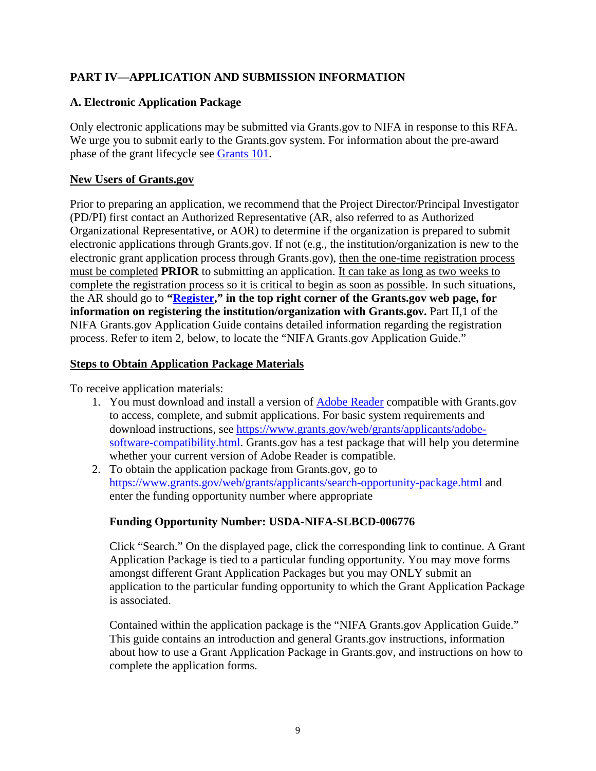## PART IV—APPLICATION AND SUBMISSION INFORMATION

### A. Electronic Application Package

Only electronic applications may be submitted via Grants.gov to NIFA in response to this RFA. We urge you to submit early to the Grants.gov system. For information about the pre-award phase of the grant lifecycle see [Grants 101](#).

**New Users of Grants.gov**

Prior to preparing an application, we recommend that the Project Director/Principal Investigator (PD/PI) first contact an Authorized Representative (AR, also referred to as Authorized Organizational Representative, or AOR) to determine if the organization is prepared to submit electronic applications through Grants.gov. If not (e.g., the institution/organization is new to the electronic grant application process through Grants.gov), then the one-time registration process must be completed **PRIOR** to submitting an application. It can take as long as two weeks to complete the registration process so it is critical to begin as soon as possible. In such situations, the AR should go to **"[Register](#)," in the top right corner of the Grants.gov web page, for information on registering the institution/organization with Grants.gov.** Part II,1 of the NIFA Grants.gov Application Guide contains detailed information regarding the registration process. Refer to item 2, below, to locate the "NIFA Grants.gov Application Guide."

**Steps to Obtain Application Package Materials**

To receive application materials:

1. You must download and install a version of [Adobe Reader](#) compatible with Grants.gov to access, complete, and submit applications. For basic system requirements and download instructions, see https://www.grants.gov/web/grants/applicants/adobe-software-compatibility.html. Grants.gov has a test package that will help you determine whether your current version of Adobe Reader is compatible.
2. To obtain the application package from Grants.gov, go to https://www.grants.gov/web/grants/applicants/search-opportunity-package.html and enter the funding opportunity number where appropriate

   **Funding Opportunity Number: USDA-NIFA-SLBCD-006776**

   Click "Search." On the displayed page, click the corresponding link to continue. A Grant Application Package is tied to a particular funding opportunity. You may move forms amongst different Grant Application Packages but you may ONLY submit an application to the particular funding opportunity to which the Grant Application Package is associated.

   Contained within the application package is the "NIFA Grants.gov Application Guide." This guide contains an introduction and general Grants.gov instructions, information about how to use a Grant Application Package in Grants.gov, and instructions on how to complete the application forms.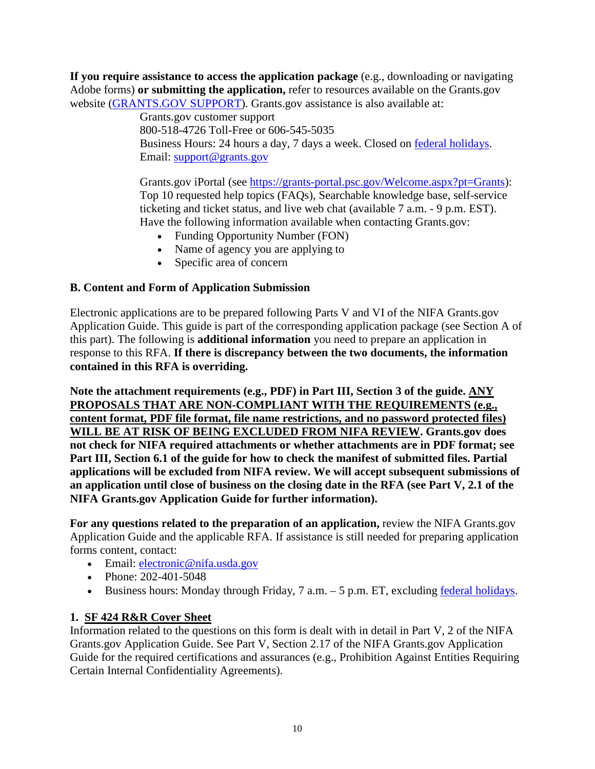**If you require assistance to access the application package** (e.g., downloading or navigating Adobe forms) **or submitting the application,** refer to resources available on the Grants.gov website ([GRANTS.GOV SUPPORT](https://www.grants.gov/support)). Grants.gov assistance is also available at:

> Grants.gov customer support
> 800-518-4726 Toll-Free or 606-545-5035
> Business Hours: 24 hours a day, 7 days a week. Closed on [federal holidays](https://www.opm.gov/policy-data-oversight/pay-leave/federal-holidays/).
> Email: [support@grants.gov](mailto:support@grants.gov)
>
> Grants.gov iPortal (see [https://grants-portal.psc.gov/Welcome.aspx?pt=Grants](https://grants-portal.psc.gov/Welcome.aspx?pt=Grants)): Top 10 requested help topics (FAQs), Searchable knowledge base, self-service ticketing and ticket status, and live web chat (available 7 a.m. - 9 p.m. EST).
> Have the following information available when contacting Grants.gov:
>
> - Funding Opportunity Number (FON)
> - Name of agency you are applying to
> - Specific area of concern

### B. Content and Form of Application Submission

Electronic applications are to be prepared following Parts V and VI of the NIFA Grants.gov Application Guide. This guide is part of the corresponding application package (see Section A of this part). The following is **additional information** you need to prepare an application in response to this RFA. **If there is discrepancy between the two documents, the information contained in this RFA is overriding.**

**Note the attachment requirements (e.g., PDF) in Part III, Section 3 of the guide. ANY PROPOSALS THAT ARE NON-COMPLIANT WITH THE REQUIREMENTS (e.g., content format, PDF file format, file name restrictions, and no password protected files) WILL BE AT RISK OF BEING EXCLUDED FROM NIFA REVIEW. Grants.gov does not check for NIFA required attachments or whether attachments are in PDF format; see Part III, Section 6.1 of the guide for how to check the manifest of submitted files. Partial applications will be excluded from NIFA review. We will accept subsequent submissions of an application until close of business on the closing date in the RFA (see Part V, 2.1 of the NIFA Grants.gov Application Guide for further information).**

**For any questions related to the preparation of an application,** review the NIFA Grants.gov Application Guide and the applicable RFA. If assistance is still needed for preparing application forms content, contact:

- Email: [electronic@nifa.usda.gov](mailto:electronic@nifa.usda.gov)
- Phone: 202-401-5048
- Business hours: Monday through Friday, 7 a.m. – 5 p.m. ET, excluding [federal holidays](https://www.opm.gov/policy-data-oversight/pay-leave/federal-holidays/).

#### 1. SF 424 R&R Cover Sheet

Information related to the questions on this form is dealt with in detail in Part V, 2 of the NIFA Grants.gov Application Guide. See Part V, Section 2.17 of the NIFA Grants.gov Application Guide for the required certifications and assurances (e.g., Prohibition Against Entities Requiring Certain Internal Confidentiality Agreements).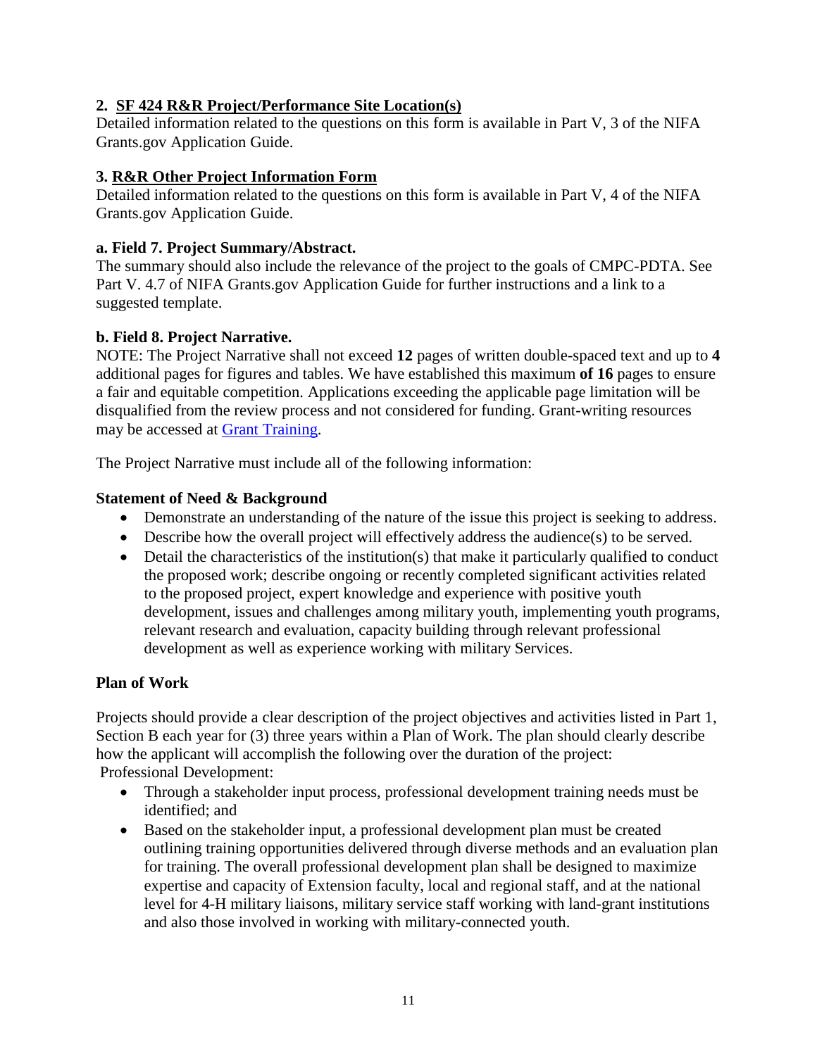### 2. SF 424 R&R Project/Performance Site Location(s)

Detailed information related to the questions on this form is available in Part V, 3 of the NIFA Grants.gov Application Guide.

### 3. R&R Other Project Information Form

Detailed information related to the questions on this form is available in Part V, 4 of the NIFA Grants.gov Application Guide.

**a. Field 7. Project Summary/Abstract.**

The summary should also include the relevance of the project to the goals of CMPC-PDTA. See Part V. 4.7 of NIFA Grants.gov Application Guide for further instructions and a link to a suggested template.

**b. Field 8. Project Narrative.**

NOTE: The Project Narrative shall not exceed **12** pages of written double-spaced text and up to **4** additional pages for figures and tables. We have established this maximum **of 16** pages to ensure a fair and equitable competition. Applications exceeding the applicable page limitation will be disqualified from the review process and not considered for funding. Grant-writing resources may be accessed at Grant Training.

The Project Narrative must include all of the following information:

**Statement of Need & Background**

- Demonstrate an understanding of the nature of the issue this project is seeking to address.
- Describe how the overall project will effectively address the audience(s) to be served.
- Detail the characteristics of the institution(s) that make it particularly qualified to conduct the proposed work; describe ongoing or recently completed significant activities related to the proposed project, expert knowledge and experience with positive youth development, issues and challenges among military youth, implementing youth programs, relevant research and evaluation, capacity building through relevant professional development as well as experience working with military Services.

**Plan of Work**

Projects should provide a clear description of the project objectives and activities listed in Part 1, Section B each year for (3) three years within a Plan of Work. The plan should clearly describe how the applicant will accomplish the following over the duration of the project:
Professional Development:

- Through a stakeholder input process, professional development training needs must be identified; and
- Based on the stakeholder input, a professional development plan must be created outlining training opportunities delivered through diverse methods and an evaluation plan for training. The overall professional development plan shall be designed to maximize expertise and capacity of Extension faculty, local and regional staff, and at the national level for 4-H military liaisons, military service staff working with land-grant institutions and also those involved in working with military-connected youth.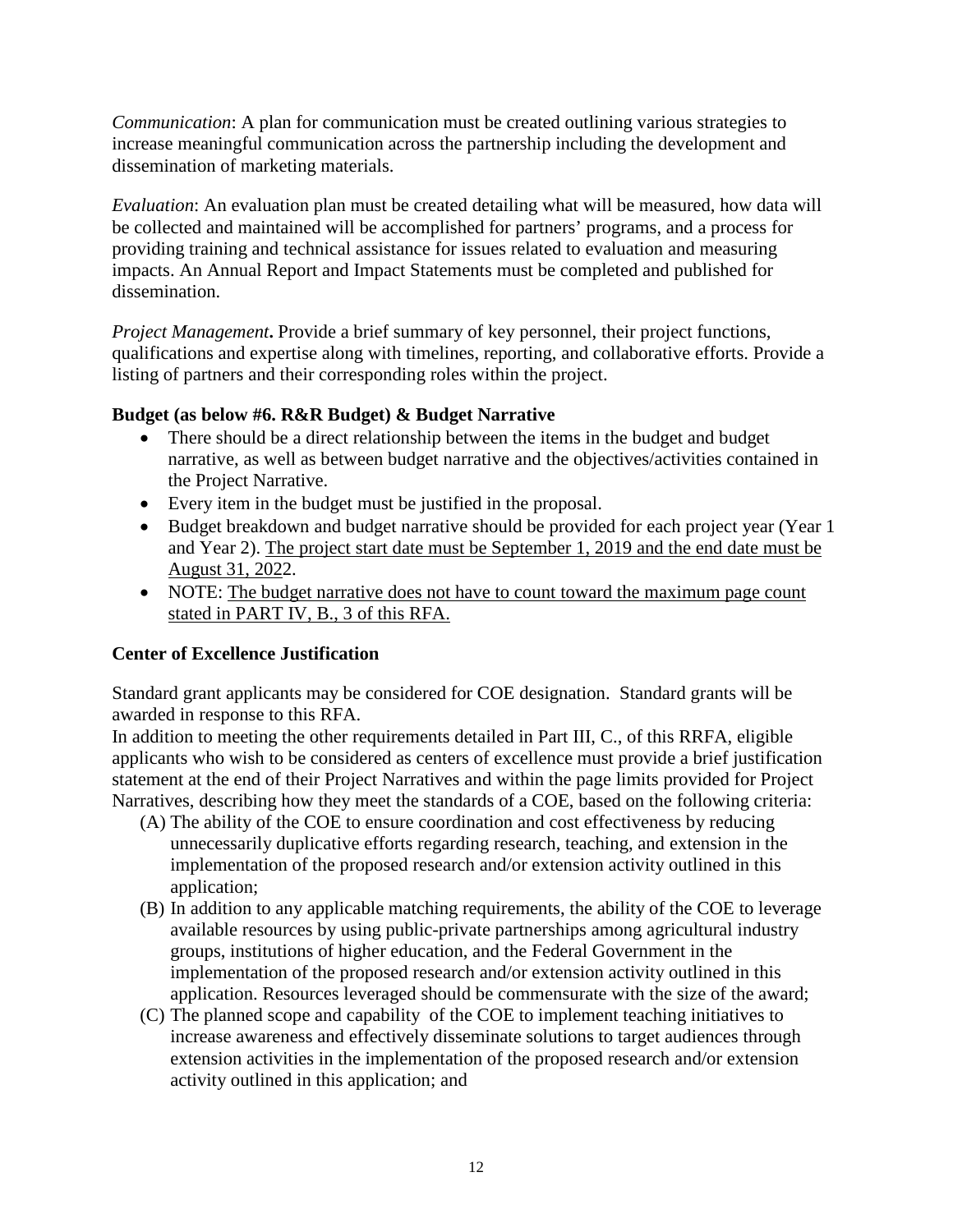*Communication*: A plan for communication must be created outlining various strategies to increase meaningful communication across the partnership including the development and dissemination of marketing materials.

*Evaluation*: An evaluation plan must be created detailing what will be measured, how data will be collected and maintained will be accomplished for partners' programs, and a process for providing training and technical assistance for issues related to evaluation and measuring impacts. An Annual Report and Impact Statements must be completed and published for dissemination.

*Project Management***.** Provide a brief summary of key personnel, their project functions, qualifications and expertise along with timelines, reporting, and collaborative efforts. Provide a listing of partners and their corresponding roles within the project.

**Budget (as below #6. R&R Budget) & Budget Narrative**

- There should be a direct relationship between the items in the budget and budget narrative, as well as between budget narrative and the objectives/activities contained in the Project Narrative.
- Every item in the budget must be justified in the proposal.
- Budget breakdown and budget narrative should be provided for each project year (Year 1 and Year 2). The project start date must be September 1, 2019 and the end date must be August 31, 2022.
- NOTE: The budget narrative does not have to count toward the maximum page count stated in PART IV, B., 3 of this RFA.

**Center of Excellence Justification**

Standard grant applicants may be considered for COE designation. Standard grants will be awarded in response to this RFA.

In addition to meeting the other requirements detailed in Part III, C., of this RRFA, eligible applicants who wish to be considered as centers of excellence must provide a brief justification statement at the end of their Project Narratives and within the page limits provided for Project Narratives, describing how they meet the standards of a COE, based on the following criteria:

(A) The ability of the COE to ensure coordination and cost effectiveness by reducing unnecessarily duplicative efforts regarding research, teaching, and extension in the implementation of the proposed research and/or extension activity outlined in this application;

(B) In addition to any applicable matching requirements, the ability of the COE to leverage available resources by using public-private partnerships among agricultural industry groups, institutions of higher education, and the Federal Government in the implementation of the proposed research and/or extension activity outlined in this application. Resources leveraged should be commensurate with the size of the award;

(C) The planned scope and capability of the COE to implement teaching initiatives to increase awareness and effectively disseminate solutions to target audiences through extension activities in the implementation of the proposed research and/or extension activity outlined in this application; and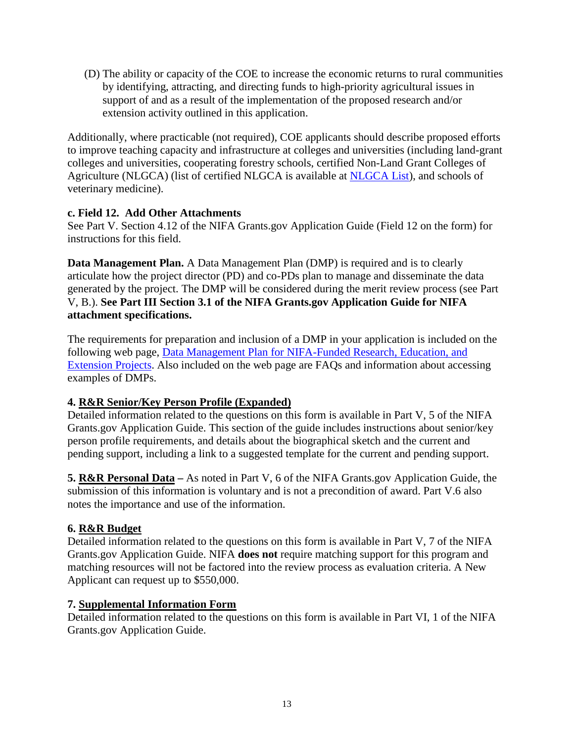(D) The ability or capacity of the COE to increase the economic returns to rural communities by identifying, attracting, and directing funds to high-priority agricultural issues in support of and as a result of the implementation of the proposed research and/or extension activity outlined in this application.

Additionally, where practicable (not required), COE applicants should describe proposed efforts to improve teaching capacity and infrastructure at colleges and universities (including land-grant colleges and universities, cooperating forestry schools, certified Non-Land Grant Colleges of Agriculture (NLGCA) (list of certified NLGCA is available at [NLGCA List]), and schools of veterinary medicine).

**c. Field 12. Add Other Attachments**

See Part V. Section 4.12 of the NIFA Grants.gov Application Guide (Field 12 on the form) for instructions for this field.

**Data Management Plan.** A Data Management Plan (DMP) is required and is to clearly articulate how the project director (PD) and co-PDs plan to manage and disseminate the data generated by the project. The DMP will be considered during the merit review process (see Part V, B.). **See Part III Section 3.1 of the NIFA Grants.gov Application Guide for NIFA attachment specifications.**

The requirements for preparation and inclusion of a DMP in your application is included on the following web page, [Data Management Plan for NIFA-Funded Research, Education, and Extension Projects]. Also included on the web page are FAQs and information about accessing examples of DMPs.

**4. R&R Senior/Key Person Profile (Expanded)**

Detailed information related to the questions on this form is available in Part V, 5 of the NIFA Grants.gov Application Guide. This section of the guide includes instructions about senior/key person profile requirements, and details about the biographical sketch and the current and pending support, including a link to a suggested template for the current and pending support.

**5. R&R Personal Data –** As noted in Part V, 6 of the NIFA Grants.gov Application Guide, the submission of this information is voluntary and is not a precondition of award. Part V.6 also notes the importance and use of the information.

**6. R&R Budget**

Detailed information related to the questions on this form is available in Part V, 7 of the NIFA Grants.gov Application Guide. NIFA **does not** require matching support for this program and matching resources will not be factored into the review process as evaluation criteria. A New Applicant can request up to $550,000.

**7. Supplemental Information Form**

Detailed information related to the questions on this form is available in Part VI, 1 of the NIFA Grants.gov Application Guide.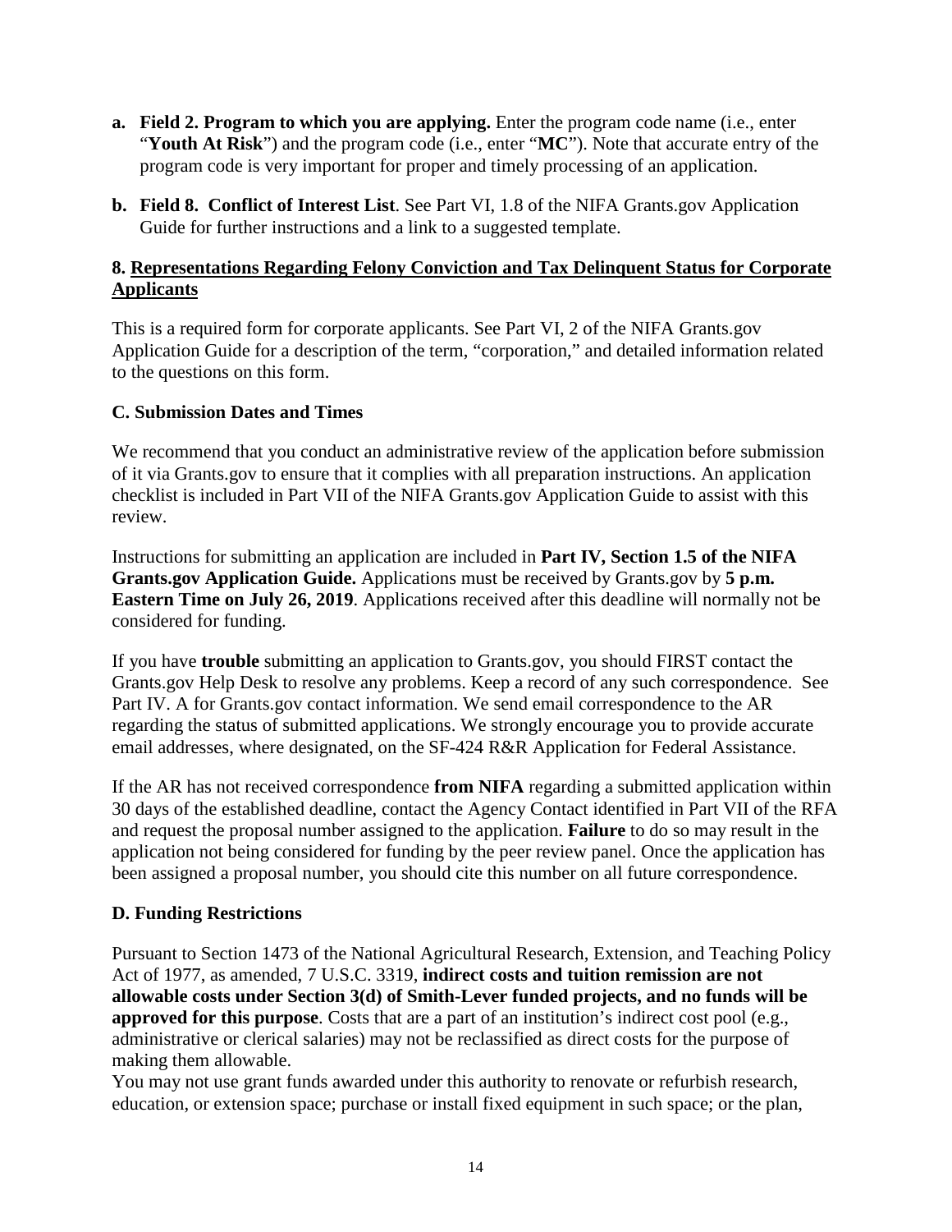a. **Field 2. Program to which you are applying.** Enter the program code name (i.e., enter "**Youth At Risk**") and the program code (i.e., enter "**MC**"). Note that accurate entry of the program code is very important for proper and timely processing of an application.

b. **Field 8. Conflict of Interest List**. See Part VI, 1.8 of the NIFA Grants.gov Application Guide for further instructions and a link to a suggested template.

### 8. Representations Regarding Felony Conviction and Tax Delinquent Status for Corporate Applicants

This is a required form for corporate applicants. See Part VI, 2 of the NIFA Grants.gov Application Guide for a description of the term, "corporation," and detailed information related to the questions on this form.

### C. Submission Dates and Times

We recommend that you conduct an administrative review of the application before submission of it via Grants.gov to ensure that it complies with all preparation instructions. An application checklist is included in Part VII of the NIFA Grants.gov Application Guide to assist with this review.

Instructions for submitting an application are included in **Part IV, Section 1.5 of the NIFA Grants.gov Application Guide.** Applications must be received by Grants.gov by **5 p.m. Eastern Time on July 26, 2019**. Applications received after this deadline will normally not be considered for funding.

If you have **trouble** submitting an application to Grants.gov, you should FIRST contact the Grants.gov Help Desk to resolve any problems. Keep a record of any such correspondence. See Part IV. A for Grants.gov contact information. We send email correspondence to the AR regarding the status of submitted applications. We strongly encourage you to provide accurate email addresses, where designated, on the SF-424 R&R Application for Federal Assistance.

If the AR has not received correspondence **from NIFA** regarding a submitted application within 30 days of the established deadline, contact the Agency Contact identified in Part VII of the RFA and request the proposal number assigned to the application. **Failure** to do so may result in the application not being considered for funding by the peer review panel. Once the application has been assigned a proposal number, you should cite this number on all future correspondence.

### D. Funding Restrictions

Pursuant to Section 1473 of the National Agricultural Research, Extension, and Teaching Policy Act of 1977, as amended, 7 U.S.C. 3319, **indirect costs and tuition remission are not allowable costs under Section 3(d) of Smith-Lever funded projects, and no funds will be approved for this purpose**. Costs that are a part of an institution's indirect cost pool (e.g., administrative or clerical salaries) may not be reclassified as direct costs for the purpose of making them allowable.
You may not use grant funds awarded under this authority to renovate or refurbish research, education, or extension space; purchase or install fixed equipment in such space; or the plan,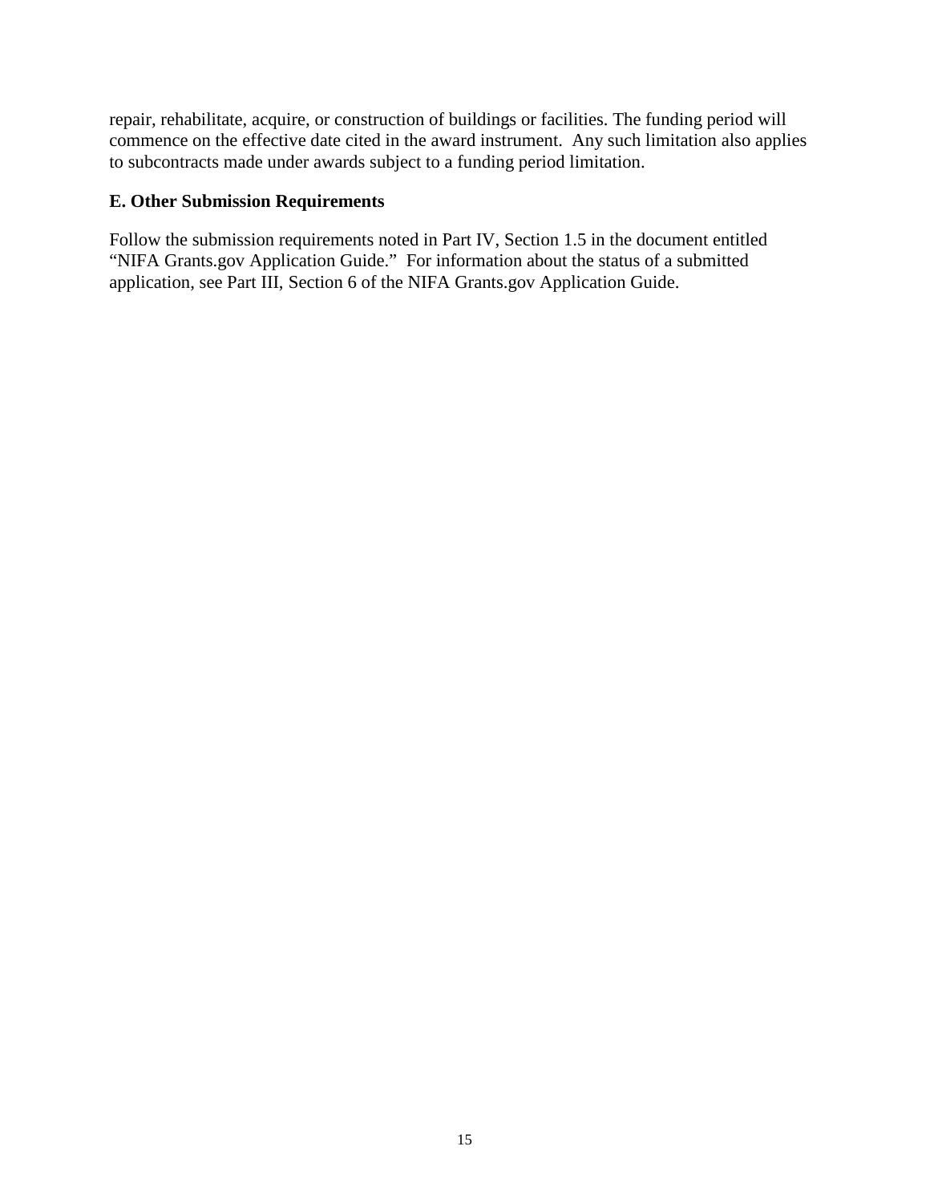repair, rehabilitate, acquire, or construction of buildings or facilities. The funding period will commence on the effective date cited in the award instrument.  Any such limitation also applies to subcontracts made under awards subject to a funding period limitation.

### E. Other Submission Requirements

Follow the submission requirements noted in Part IV, Section 1.5 in the document entitled "NIFA Grants.gov Application Guide."  For information about the status of a submitted application, see Part III, Section 6 of the NIFA Grants.gov Application Guide.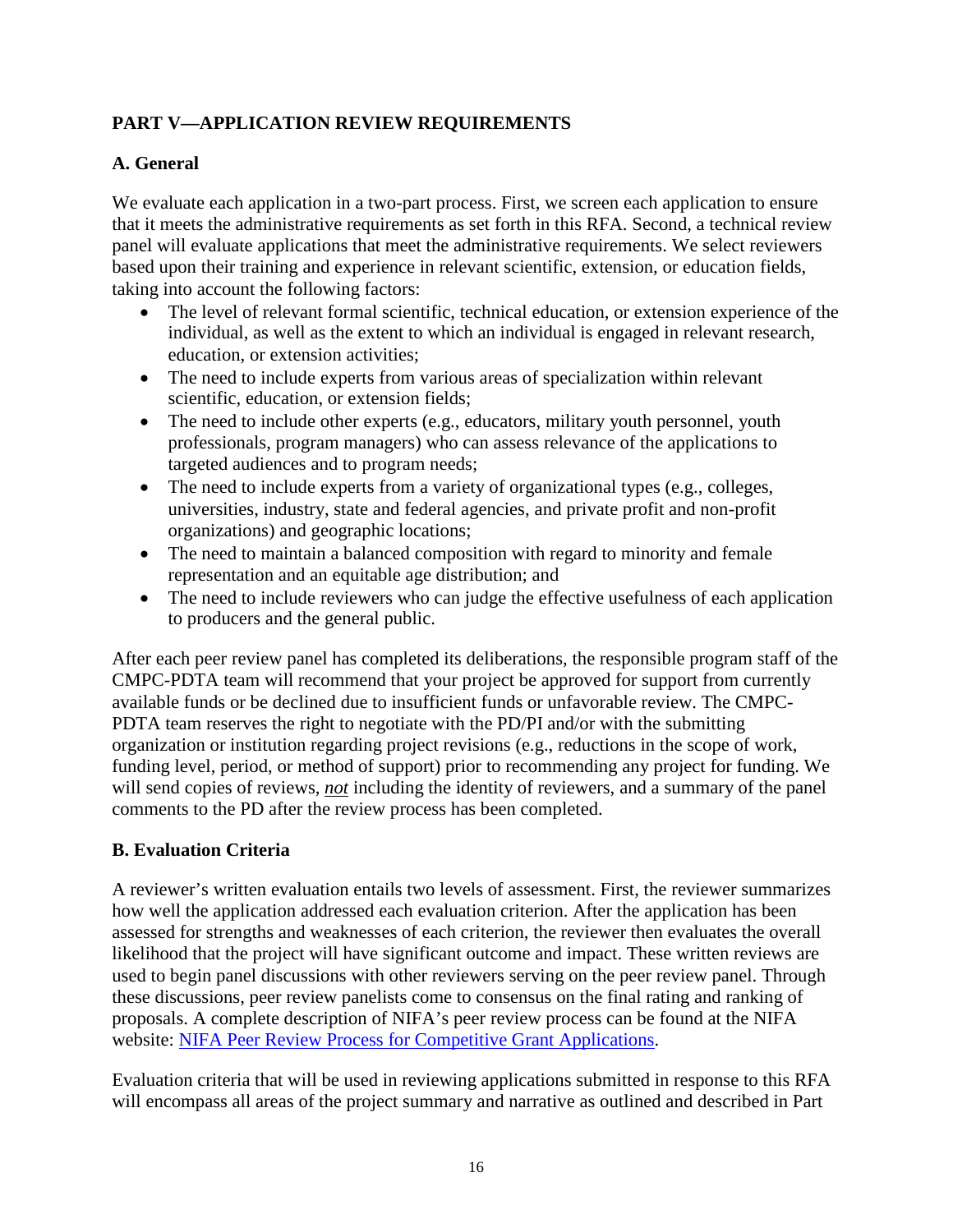## PART V—APPLICATION REVIEW REQUIREMENTS

### A. General

We evaluate each application in a two-part process. First, we screen each application to ensure that it meets the administrative requirements as set forth in this RFA. Second, a technical review panel will evaluate applications that meet the administrative requirements. We select reviewers based upon their training and experience in relevant scientific, extension, or education fields, taking into account the following factors:

- The level of relevant formal scientific, technical education, or extension experience of the individual, as well as the extent to which an individual is engaged in relevant research, education, or extension activities;
- The need to include experts from various areas of specialization within relevant scientific, education, or extension fields;
- The need to include other experts (e.g., educators, military youth personnel, youth professionals, program managers) who can assess relevance of the applications to targeted audiences and to program needs;
- The need to include experts from a variety of organizational types (e.g., colleges, universities, industry, state and federal agencies, and private profit and non-profit organizations) and geographic locations;
- The need to maintain a balanced composition with regard to minority and female representation and an equitable age distribution; and
- The need to include reviewers who can judge the effective usefulness of each application to producers and the general public.

After each peer review panel has completed its deliberations, the responsible program staff of the CMPC-PDTA team will recommend that your project be approved for support from currently available funds or be declined due to insufficient funds or unfavorable review. The CMPC-PDTA team reserves the right to negotiate with the PD/PI and/or with the submitting organization or institution regarding project revisions (e.g., reductions in the scope of work, funding level, period, or method of support) prior to recommending any project for funding. We will send copies of reviews, ***not*** including the identity of reviewers, and a summary of the panel comments to the PD after the review process has been completed.

### B. Evaluation Criteria

A reviewer's written evaluation entails two levels of assessment. First, the reviewer summarizes how well the application addressed each evaluation criterion. After the application has been assessed for strengths and weaknesses of each criterion, the reviewer then evaluates the overall likelihood that the project will have significant outcome and impact. These written reviews are used to begin panel discussions with other reviewers serving on the peer review panel. Through these discussions, peer review panelists come to consensus on the final rating and ranking of proposals. A complete description of NIFA's peer review process can be found at the NIFA website: [NIFA Peer Review Process for Competitive Grant Applications](NIFA Peer Review Process for Competitive Grant Applications).

Evaluation criteria that will be used in reviewing applications submitted in response to this RFA will encompass all areas of the project summary and narrative as outlined and described in Part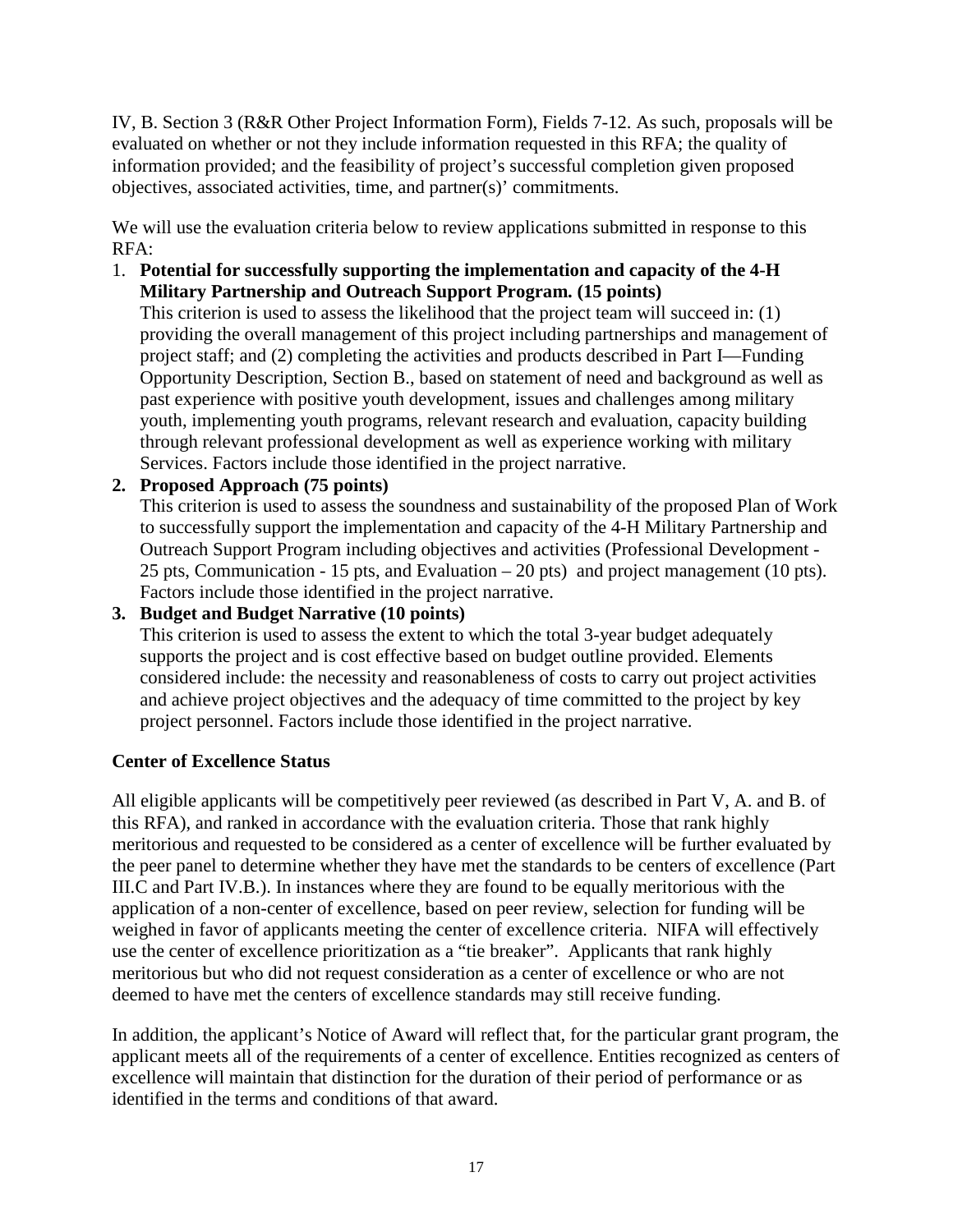IV, B. Section 3 (R&R Other Project Information Form), Fields 7-12. As such, proposals will be evaluated on whether or not they include information requested in this RFA; the quality of information provided; and the feasibility of project's successful completion given proposed objectives, associated activities, time, and partner(s)' commitments.

We will use the evaluation criteria below to review applications submitted in response to this RFA:

1. **Potential for successfully supporting the implementation and capacity of the 4-H Military Partnership and Outreach Support Program. (15 points)**
   This criterion is used to assess the likelihood that the project team will succeed in: (1) providing the overall management of this project including partnerships and management of project staff; and (2) completing the activities and products described in Part I—Funding Opportunity Description, Section B., based on statement of need and background as well as past experience with positive youth development, issues and challenges among military youth, implementing youth programs, relevant research and evaluation, capacity building through relevant professional development as well as experience working with military Services. Factors include those identified in the project narrative.
2. **Proposed Approach (75 points)**
   This criterion is used to assess the soundness and sustainability of the proposed Plan of Work to successfully support the implementation and capacity of the 4-H Military Partnership and Outreach Support Program including objectives and activities (Professional Development - 25 pts, Communication - 15 pts, and Evaluation – 20 pts) and project management (10 pts). Factors include those identified in the project narrative.
3. **Budget and Budget Narrative (10 points)**
   This criterion is used to assess the extent to which the total 3-year budget adequately supports the project and is cost effective based on budget outline provided. Elements considered include: the necessity and reasonableness of costs to carry out project activities and achieve project objectives and the adequacy of time committed to the project by key project personnel. Factors include those identified in the project narrative.

**Center of Excellence Status**

All eligible applicants will be competitively peer reviewed (as described in Part V, A. and B. of this RFA), and ranked in accordance with the evaluation criteria. Those that rank highly meritorious and requested to be considered as a center of excellence will be further evaluated by the peer panel to determine whether they have met the standards to be centers of excellence (Part III.C and Part IV.B.). In instances where they are found to be equally meritorious with the application of a non-center of excellence, based on peer review, selection for funding will be weighed in favor of applicants meeting the center of excellence criteria. NIFA will effectively use the center of excellence prioritization as a "tie breaker". Applicants that rank highly meritorious but who did not request consideration as a center of excellence or who are not deemed to have met the centers of excellence standards may still receive funding.

In addition, the applicant's Notice of Award will reflect that, for the particular grant program, the applicant meets all of the requirements of a center of excellence. Entities recognized as centers of excellence will maintain that distinction for the duration of their period of performance or as identified in the terms and conditions of that award.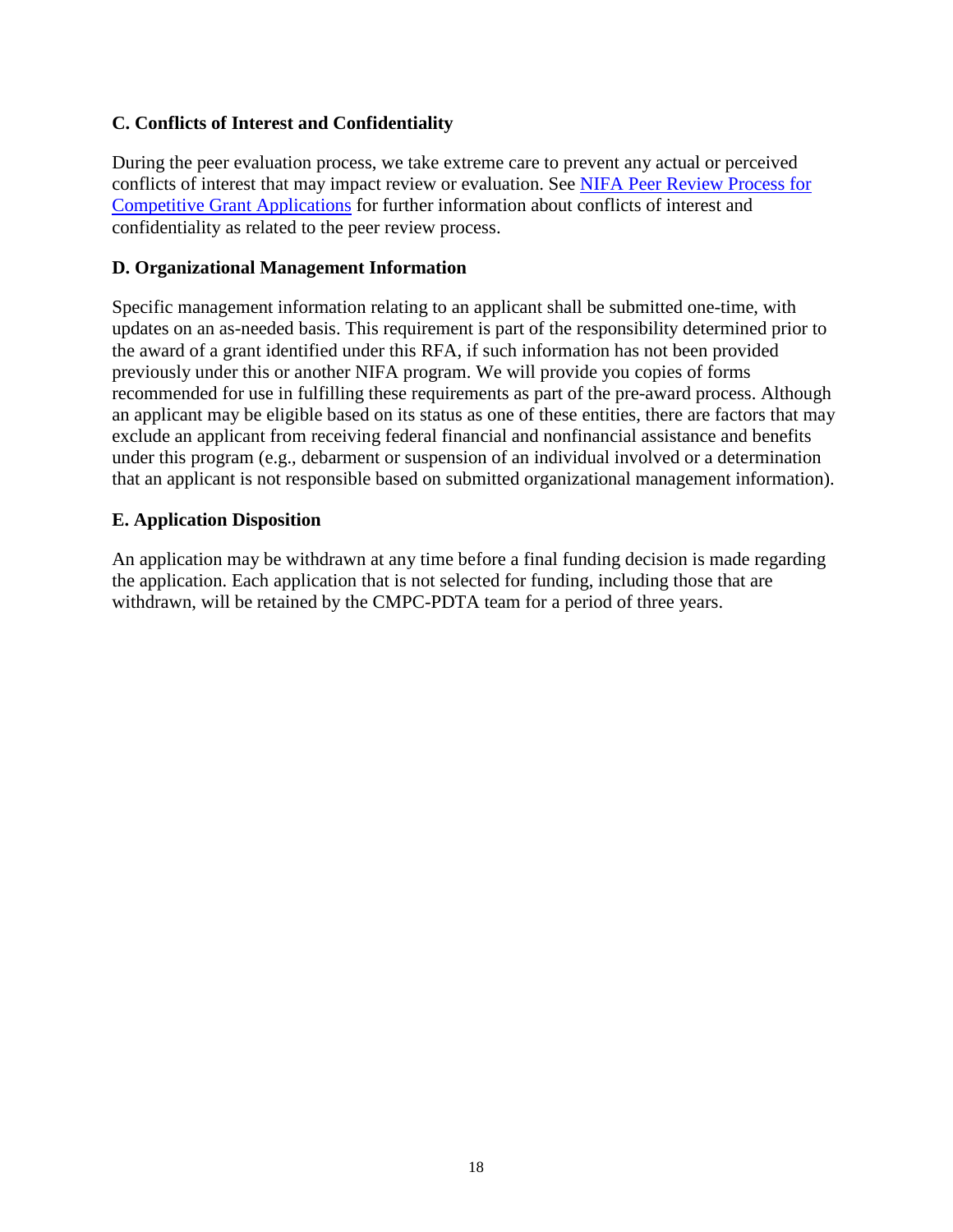### C. Conflicts of Interest and Confidentiality

During the peer evaluation process, we take extreme care to prevent any actual or perceived conflicts of interest that may impact review or evaluation. See [NIFA Peer Review Process for Competitive Grant Applications] for further information about conflicts of interest and confidentiality as related to the peer review process.

### D. Organizational Management Information

Specific management information relating to an applicant shall be submitted one-time, with updates on an as-needed basis. This requirement is part of the responsibility determined prior to the award of a grant identified under this RFA, if such information has not been provided previously under this or another NIFA program. We will provide you copies of forms recommended for use in fulfilling these requirements as part of the pre-award process. Although an applicant may be eligible based on its status as one of these entities, there are factors that may exclude an applicant from receiving federal financial and nonfinancial assistance and benefits under this program (e.g., debarment or suspension of an individual involved or a determination that an applicant is not responsible based on submitted organizational management information).

### E. Application Disposition

An application may be withdrawn at any time before a final funding decision is made regarding the application. Each application that is not selected for funding, including those that are withdrawn, will be retained by the CMPC-PDTA team for a period of three years.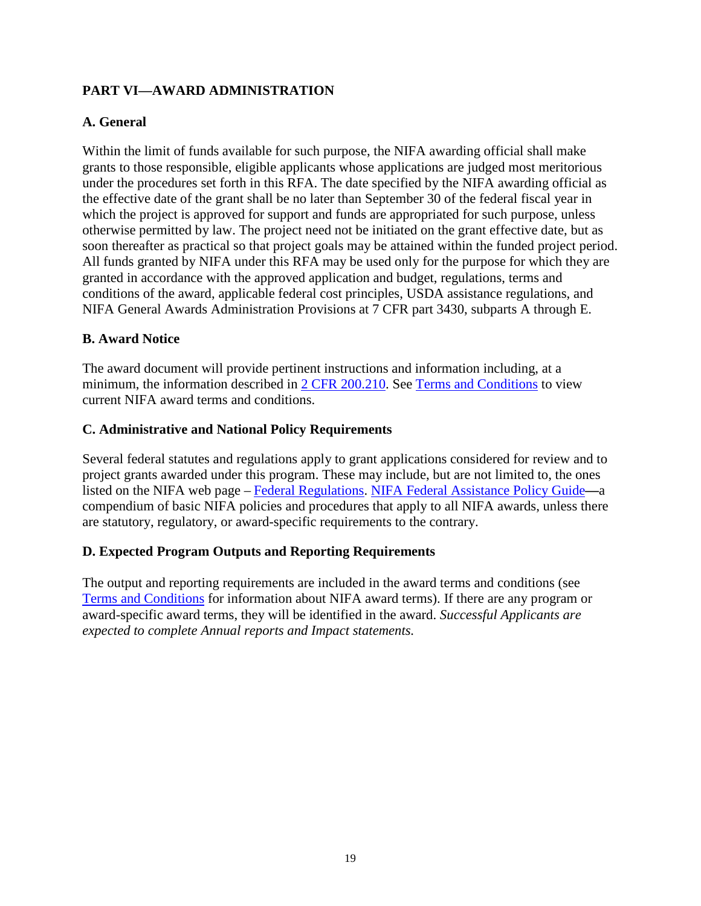## PART VI—AWARD ADMINISTRATION

### A. General

Within the limit of funds available for such purpose, the NIFA awarding official shall make grants to those responsible, eligible applicants whose applications are judged most meritorious under the procedures set forth in this RFA. The date specified by the NIFA awarding official as the effective date of the grant shall be no later than September 30 of the federal fiscal year in which the project is approved for support and funds are appropriated for such purpose, unless otherwise permitted by law. The project need not be initiated on the grant effective date, but as soon thereafter as practical so that project goals may be attained within the funded project period. All funds granted by NIFA under this RFA may be used only for the purpose for which they are granted in accordance with the approved application and budget, regulations, terms and conditions of the award, applicable federal cost principles, USDA assistance regulations, and NIFA General Awards Administration Provisions at 7 CFR part 3430, subparts A through E.

### B. Award Notice

The award document will provide pertinent instructions and information including, at a minimum, the information described in 2 CFR 200.210. See Terms and Conditions to view current NIFA award terms and conditions.

### C. Administrative and National Policy Requirements

Several federal statutes and regulations apply to grant applications considered for review and to project grants awarded under this program. These may include, but are not limited to, the ones listed on the NIFA web page – Federal Regulations. NIFA Federal Assistance Policy Guide—a compendium of basic NIFA policies and procedures that apply to all NIFA awards, unless there are statutory, regulatory, or award-specific requirements to the contrary.

### D. Expected Program Outputs and Reporting Requirements

The output and reporting requirements are included in the award terms and conditions (see Terms and Conditions for information about NIFA award terms). If there are any program or award-specific award terms, they will be identified in the award. *Successful Applicants are expected to complete Annual reports and Impact statements.*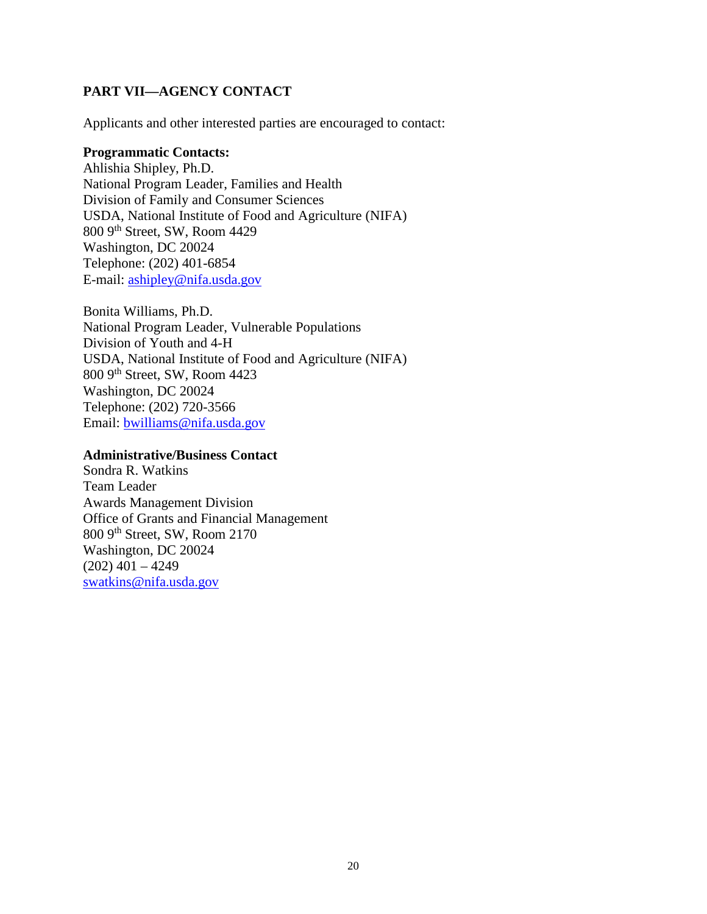## PART VII—AGENCY CONTACT

Applicants and other interested parties are encouraged to contact:

**Programmatic Contacts:**
Ahlishia Shipley, Ph.D.
National Program Leader, Families and Health
Division of Family and Consumer Sciences
USDA, National Institute of Food and Agriculture (NIFA)
800 9th Street, SW, Room 4429
Washington, DC 20024
Telephone: (202) 401-6854
E-mail: ashipley@nifa.usda.gov

Bonita Williams, Ph.D.
National Program Leader, Vulnerable Populations
Division of Youth and 4-H
USDA, National Institute of Food and Agriculture (NIFA)
800 9th Street, SW, Room 4423
Washington, DC 20024
Telephone: (202) 720-3566
Email: bwilliams@nifa.usda.gov

**Administrative/Business Contact**
Sondra R. Watkins
Team Leader
Awards Management Division
Office of Grants and Financial Management
800 9th Street, SW, Room 2170
Washington, DC 20024
(202) 401 – 4249
swatkins@nifa.usda.gov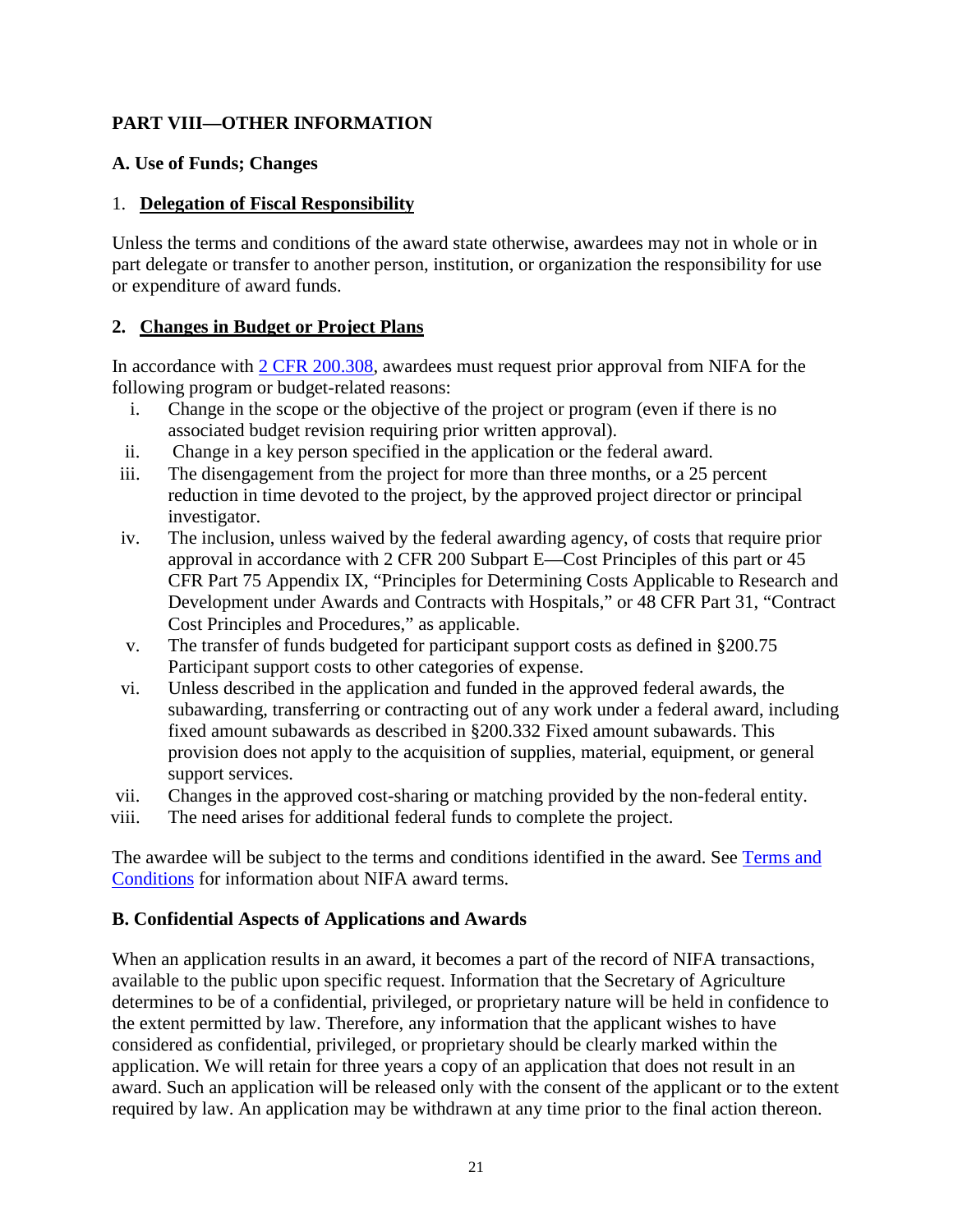## PART VIII—OTHER INFORMATION

### A. Use of Funds; Changes

#### 1. Delegation of Fiscal Responsibility

Unless the terms and conditions of the award state otherwise, awardees may not in whole or in part delegate or transfer to another person, institution, or organization the responsibility for use or expenditure of award funds.

#### 2. Changes in Budget or Project Plans

In accordance with [2 CFR 200.308](), awardees must request prior approval from NIFA for the following program or budget-related reasons:

i. Change in the scope or the objective of the project or program (even if there is no associated budget revision requiring prior written approval).

ii. Change in a key person specified in the application or the federal award.

iii. The disengagement from the project for more than three months, or a 25 percent reduction in time devoted to the project, by the approved project director or principal investigator.

iv. The inclusion, unless waived by the federal awarding agency, of costs that require prior approval in accordance with 2 CFR 200 Subpart E—Cost Principles of this part or 45 CFR Part 75 Appendix IX, "Principles for Determining Costs Applicable to Research and Development under Awards and Contracts with Hospitals," or 48 CFR Part 31, "Contract Cost Principles and Procedures," as applicable.

v. The transfer of funds budgeted for participant support costs as defined in §200.75 Participant support costs to other categories of expense.

vi. Unless described in the application and funded in the approved federal awards, the subawarding, transferring or contracting out of any work under a federal award, including fixed amount subawards as described in §200.332 Fixed amount subawards. This provision does not apply to the acquisition of supplies, material, equipment, or general support services.

vii. Changes in the approved cost-sharing or matching provided by the non-federal entity.

viii. The need arises for additional federal funds to complete the project.

The awardee will be subject to the terms and conditions identified in the award. See [Terms and Conditions]() for information about NIFA award terms.

### B. Confidential Aspects of Applications and Awards

When an application results in an award, it becomes a part of the record of NIFA transactions, available to the public upon specific request. Information that the Secretary of Agriculture determines to be of a confidential, privileged, or proprietary nature will be held in confidence to the extent permitted by law. Therefore, any information that the applicant wishes to have considered as confidential, privileged, or proprietary should be clearly marked within the application. We will retain for three years a copy of an application that does not result in an award. Such an application will be released only with the consent of the applicant or to the extent required by law. An application may be withdrawn at any time prior to the final action thereon.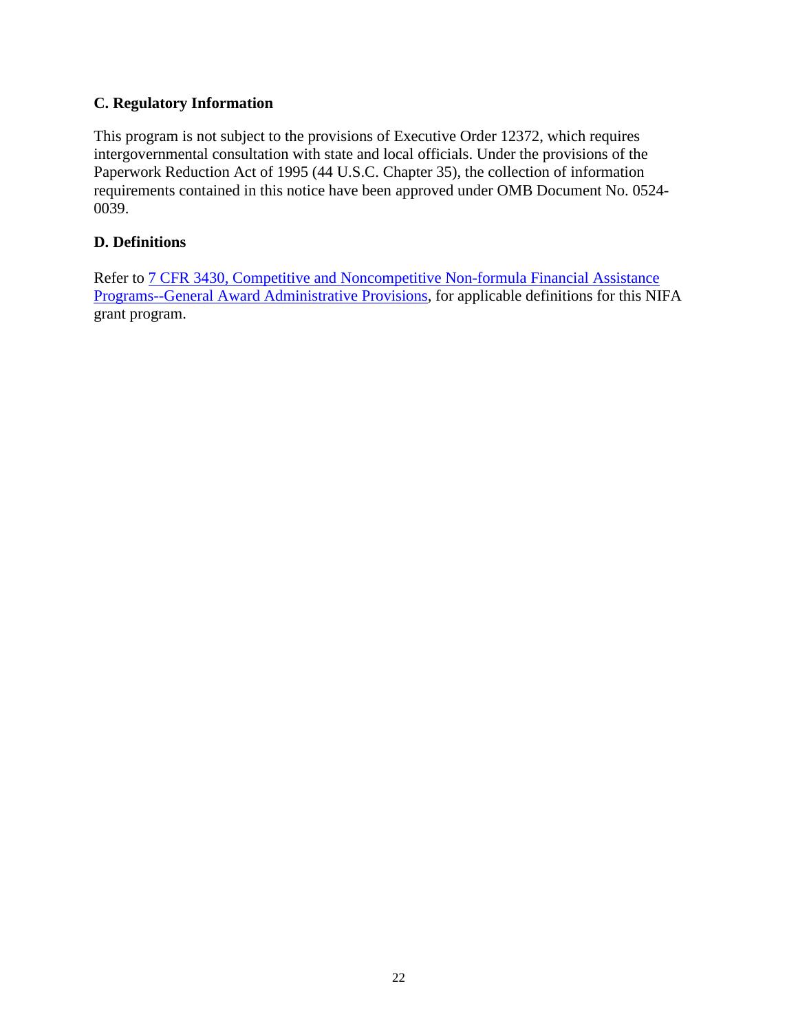## C. Regulatory Information

This program is not subject to the provisions of Executive Order 12372, which requires intergovernmental consultation with state and local officials. Under the provisions of the Paperwork Reduction Act of 1995 (44 U.S.C. Chapter 35), the collection of information requirements contained in this notice have been approved under OMB Document No. 0524-0039.

## D. Definitions

Refer to 7 CFR 3430, Competitive and Noncompetitive Non-formula Financial Assistance Programs--General Award Administrative Provisions, for applicable definitions for this NIFA grant program.